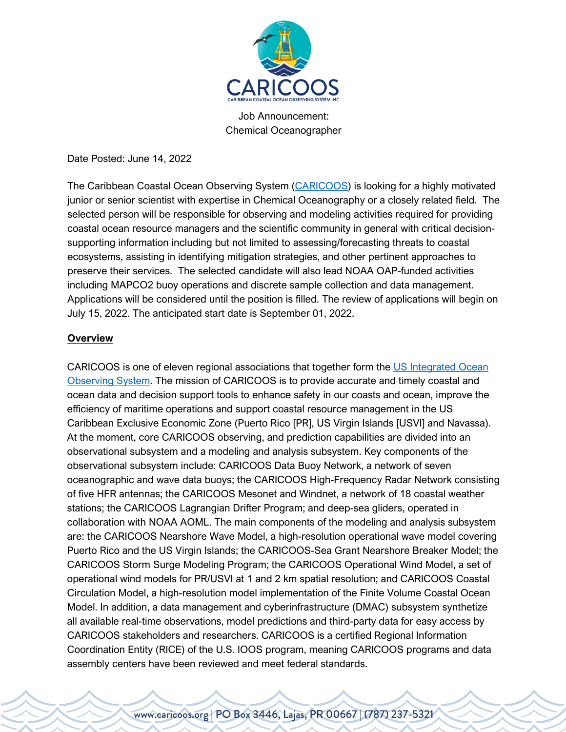# Job Announcement:
# Chemical Oceanographer

Date Posted: June 14, 2022

The Caribbean Coastal Ocean Observing System (CARICOOS) is looking for a highly motivated junior or senior scientist with expertise in Chemical Oceanography or a closely related field. The selected person will be responsible for observing and modeling activities required for providing coastal ocean resource managers and the scientific community in general with critical decision-supporting information including but not limited to assessing/forecasting threats to coastal ecosystems, assisting in identifying mitigation strategies, and other pertinent approaches to preserve their services. The selected candidate will also lead NOAA OAP-funded activities including MAPCO2 buoy operations and discrete sample collection and data management. Applications will be considered until the position is filled. The review of applications will begin on July 15, 2022. The anticipated start date is September 01, 2022.

## Overview

CARICOOS is one of eleven regional associations that together form the US Integrated Ocean Observing System. The mission of CARICOOS is to provide accurate and timely coastal and ocean data and decision support tools to enhance safety in our coasts and ocean, improve the efficiency of maritime operations and support coastal resource management in the US Caribbean Exclusive Economic Zone (Puerto Rico [PR], US Virgin Islands [USVI] and Navassa). At the moment, core CARICOOS observing, and prediction capabilities are divided into an observational subsystem and a modeling and analysis subsystem. Key components of the observational subsystem include: CARICOOS Data Buoy Network, a network of seven oceanographic and wave data buoys; the CARICOOS High-Frequency Radar Network consisting of five HFR antennas; the CARICOOS Mesonet and Windnet, a network of 18 coastal weather stations; the CARICOOS Lagrangian Drifter Program; and deep-sea gliders, operated in collaboration with NOAA AOML. The main components of the modeling and analysis subsystem are: the CARICOOS Nearshore Wave Model, a high-resolution operational wave model covering Puerto Rico and the US Virgin Islands; the CARICOOS-Sea Grant Nearshore Breaker Model; the CARICOOS Storm Surge Modeling Program; the CARICOOS Operational Wind Model, a set of operational wind models for PR/USVI at 1 and 2 km spatial resolution; and CARICOOS Coastal Circulation Model, a high-resolution model implementation of the Finite Volume Coastal Ocean Model. In addition, a data management and cyberinfrastructure (DMAC) subsystem synthetize all available real-time observations, model predictions and third-party data for easy access by CARICOOS stakeholders and researchers. CARICOOS is a certified Regional Information Coordination Entity (RICE) of the U.S. IOOS program, meaning CARICOOS programs and data assembly centers have been reviewed and meet federal standards.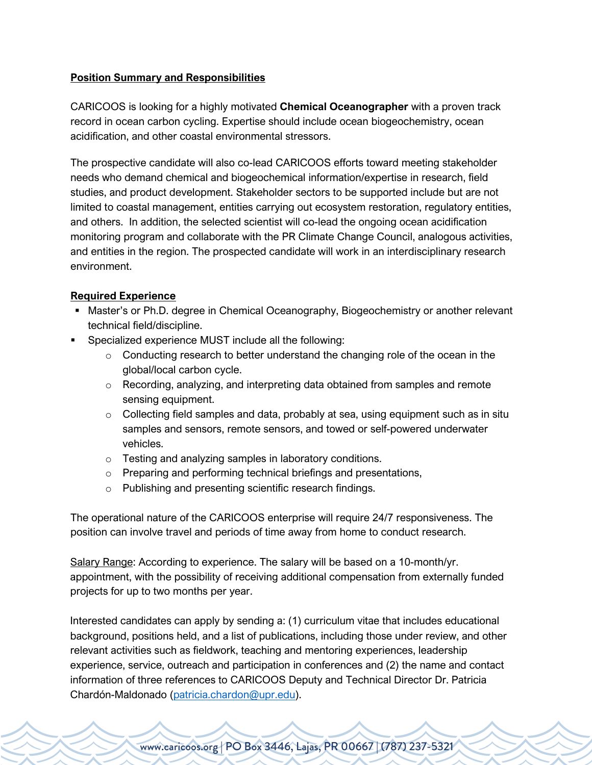**Position Summary and Responsibilities**

CARICOOS is looking for a highly motivated **Chemical Oceanographer** with a proven track record in ocean carbon cycling. Expertise should include ocean biogeochemistry, ocean acidification, and other coastal environmental stressors.

The prospective candidate will also co-lead CARICOOS efforts toward meeting stakeholder needs who demand chemical and biogeochemical information/expertise in research, field studies, and product development. Stakeholder sectors to be supported include but are not limited to coastal management, entities carrying out ecosystem restoration, regulatory entities, and others. In addition, the selected scientist will co-lead the ongoing ocean acidification monitoring program and collaborate with the PR Climate Change Council, analogous activities, and entities in the region. The prospected candidate will work in an interdisciplinary research environment.

**Required Experience**

- Master's or Ph.D. degree in Chemical Oceanography, Biogeochemistry or another relevant technical field/discipline.
- Specialized experience MUST include all the following:
  - Conducting research to better understand the changing role of the ocean in the global/local carbon cycle.
  - Recording, analyzing, and interpreting data obtained from samples and remote sensing equipment.
  - Collecting field samples and data, probably at sea, using equipment such as in situ samples and sensors, remote sensors, and towed or self-powered underwater vehicles.
  - Testing and analyzing samples in laboratory conditions.
  - Preparing and performing technical briefings and presentations,
  - Publishing and presenting scientific research findings.

The operational nature of the CARICOOS enterprise will require 24/7 responsiveness. The position can involve travel and periods of time away from home to conduct research.

Salary Range: According to experience. The salary will be based on a 10-month/yr. appointment, with the possibility of receiving additional compensation from externally funded projects for up to two months per year.

Interested candidates can apply by sending a: (1) curriculum vitae that includes educational background, positions held, and a list of publications, including those under review, and other relevant activities such as fieldwork, teaching and mentoring experiences, leadership experience, service, outreach and participation in conferences and (2) the name and contact information of three references to CARICOOS Deputy and Technical Director Dr. Patricia Chardón-Maldonado (patricia.chardon@upr.edu).

www.caricoos.org | PO Box 3446, Lajas, PR 00667 | (787) 237-5321